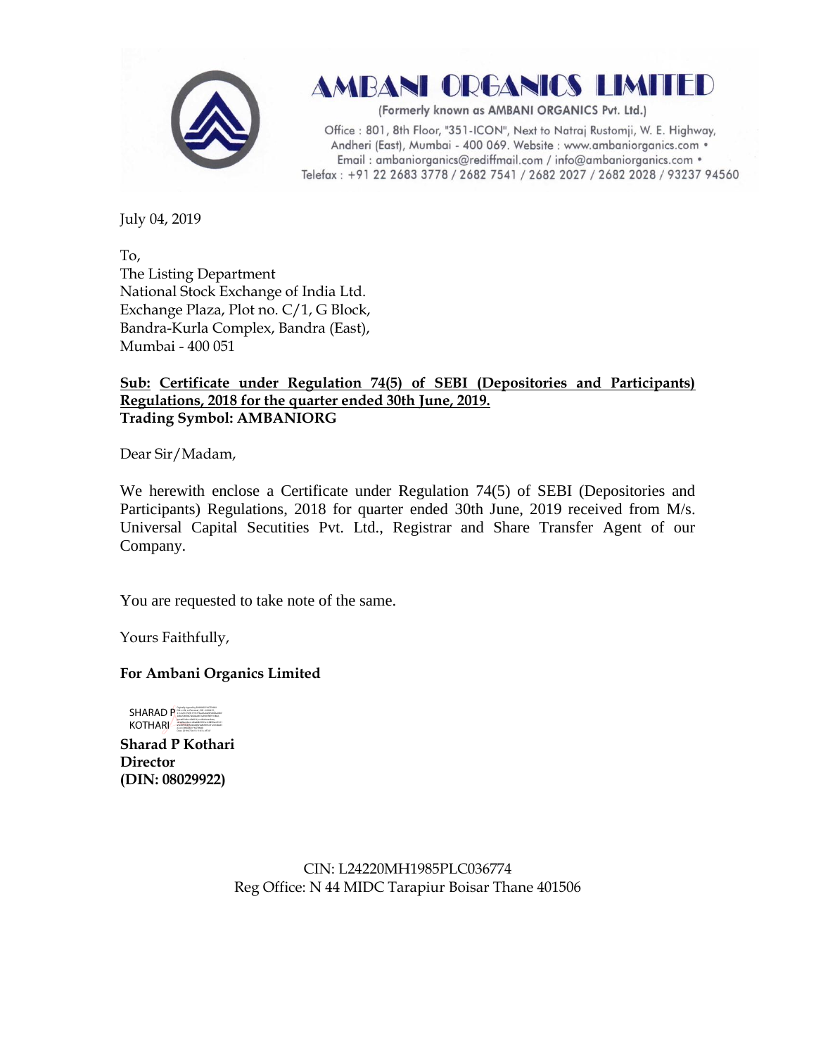# AMBANI ORGANICS LIMITED

(Formerly known as AMBANI ORGANICS Pvt. Ltd.)

Office : 801, 8th Floor, "351-ICON", Next to Natraj Rustomji, W. E. Highway, Andheri (East), Mumbai - 400 069. Website : www.ambaniorganics.com • Email : ambaniorganics@rediffmail.com / info@ambaniorganics.com • Telefax : +91 22 2683 3778 / 2682 7541 / 2682 2027 / 2682 2028 / 93237 94560

July 04, 2019

To,
The Listing Department
National Stock Exchange of India Ltd.
Exchange Plaza, Plot no. C/1, G Block,
Bandra-Kurla Complex, Bandra (East),
Mumbai - 400 051

**Sub: Certificate under Regulation 74(5) of SEBI (Depositories and Participants) Regulations, 2018 for the quarter ended 30th June, 2019.**
**Trading Symbol: AMBANIORG**

Dear Sir/Madam,

We herewith enclose a Certificate under Regulation 74(5) of SEBI (Depositories and Participants) Regulations, 2018 for quarter ended 30th June, 2019 received from M/s. Universal Capital Secutities Pvt. Ltd., Registrar and Share Transfer Agent of our Company.

You are requested to take note of the same.

Yours Faithfully,

**For Ambani Organics Limited**

SHARAD P KOTHARI

**Sharad P Kothari**
**Director**
**(DIN: 08029922)**

CIN: L24220MH1985PLC036774
Reg Office: N 44 MIDC Tarapiur Boisar Thane 401506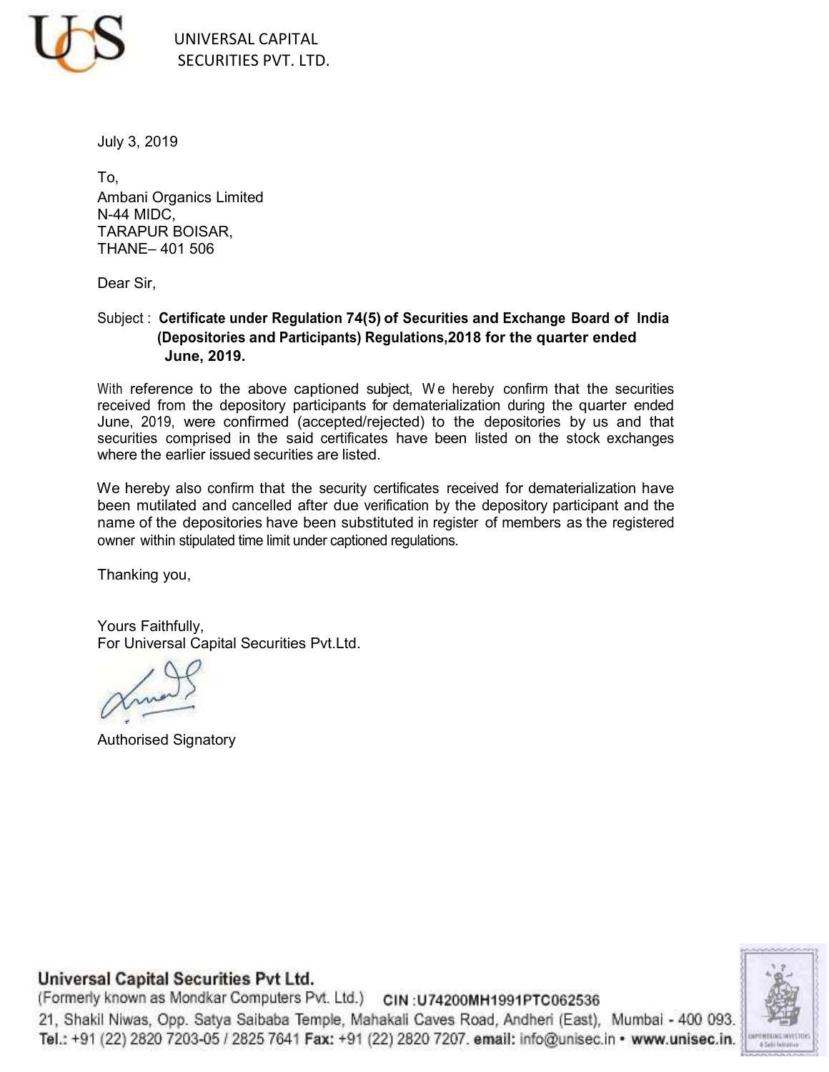UNIVERSAL CAPITAL SECURITIES PVT. LTD.

July 3, 2019

To,
Ambani Organics Limited
N-44 MIDC,
TARAPUR BOISAR,
THANE– 401 506

Dear Sir,

Subject : **Certificate under Regulation 74(5) of Securities and Exchange Board of India (Depositories and Participants) Regulations,2018 for the quarter ended June, 2019.**

With reference to the above captioned subject, We hereby confirm that the securities received from the depository participants for dematerialization during the quarter ended June, 2019, were confirmed (accepted/rejected) to the depositories by us and that securities comprised in the said certificates have been listed on the stock exchanges where the earlier issued securities are listed.

We hereby also confirm that the security certificates received for dematerialization have been mutilated and cancelled after due verification by the depository participant and the name of the depositories have been substituted in register of members as the registered owner within stipulated time limit under captioned regulations.

Thanking you,

Yours Faithfully,
For Universal Capital Securities Pvt.Ltd.

Authorised Signatory

**Universal Capital Securities Pvt Ltd.**
(Formerly known as Mondkar Computers Pvt. Ltd.) CIN :U74200MH1991PTC062536
21, Shakil Niwas, Opp. Satya Saibaba Temple, Mahakali Caves Road, Andheri (East), Mumbai - 400 093.
**Tel.:** +91 (22) 2820 7203-05 / 2825 7641 **Fax:** +91 (22) 2820 7207. **email:** info@unisec.in • **www.unisec.in.**